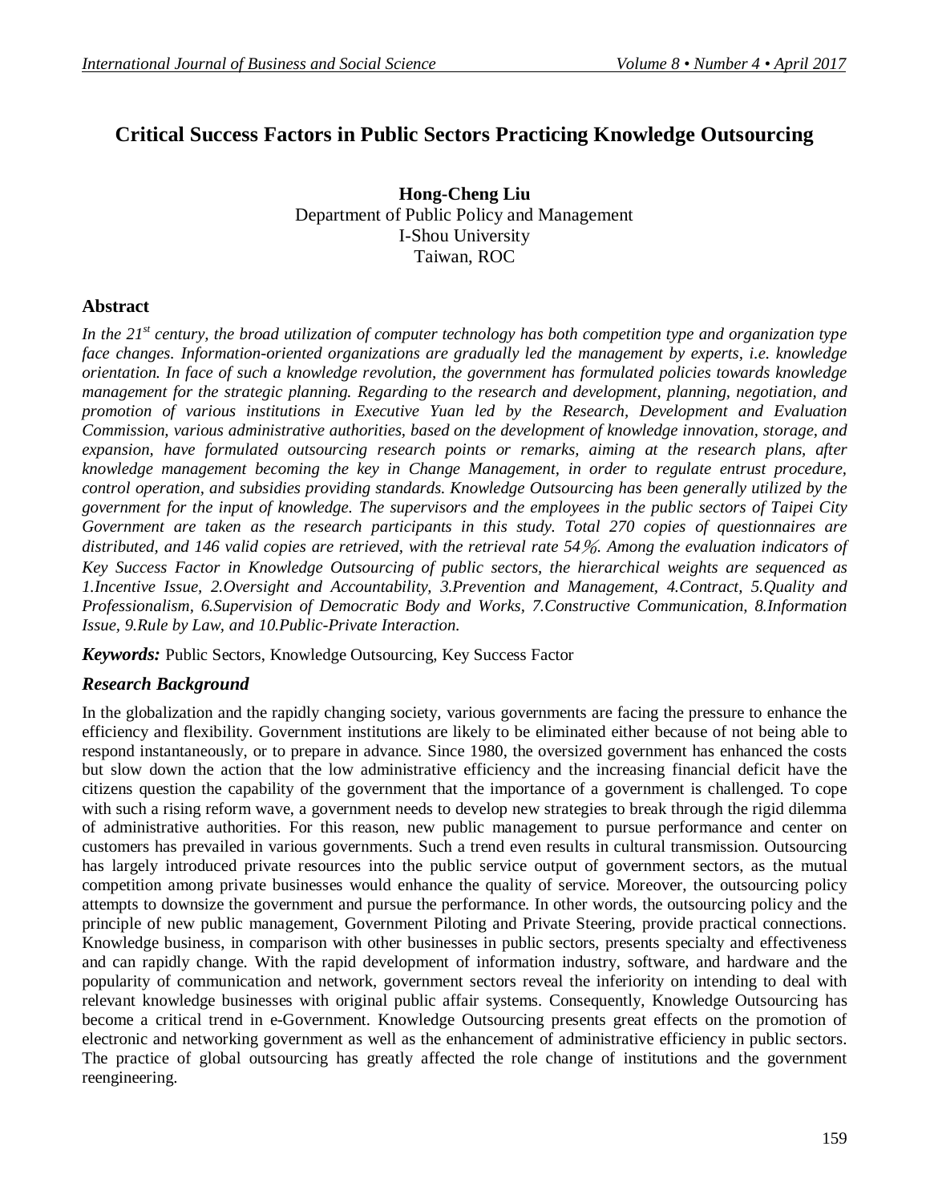# Critical Success Factors in Public Sectors Practicing Knowledge Outsourcing

**Hong-Cheng Liu**
Department of Public Policy and Management
I-Shou University
Taiwan, ROC

## Abstract

*In the 21st century, the broad utilization of computer technology has both competition type and organization type face changes. Information-oriented organizations are gradually led the management by experts, i.e. knowledge orientation. In face of such a knowledge revolution, the government has formulated policies towards knowledge management for the strategic planning. Regarding to the research and development, planning, negotiation, and promotion of various institutions in Executive Yuan led by the Research, Development and Evaluation Commission, various administrative authorities, based on the development of knowledge innovation, storage, and expansion, have formulated outsourcing research points or remarks, aiming at the research plans, after knowledge management becoming the key in Change Management, in order to regulate entrust procedure, control operation, and subsidies providing standards. Knowledge Outsourcing has been generally utilized by the government for the input of knowledge. The supervisors and the employees in the public sectors of Taipei City Government are taken as the research participants in this study. Total 270 copies of questionnaires are distributed, and 146 valid copies are retrieved, with the retrieval rate 54%. Among the evaluation indicators of Key Success Factor in Knowledge Outsourcing of public sectors, the hierarchical weights are sequenced as 1.Incentive Issue, 2.Oversight and Accountability, 3.Prevention and Management, 4.Contract, 5.Quality and Professionalism, 6.Supervision of Democratic Body and Works, 7.Constructive Communication, 8.Information Issue, 9.Rule by Law, and 10.Public-Private Interaction.*

***Keywords:*** Public Sectors, Knowledge Outsourcing, Key Success Factor

## *Research Background*

In the globalization and the rapidly changing society, various governments are facing the pressure to enhance the efficiency and flexibility. Government institutions are likely to be eliminated either because of not being able to respond instantaneously, or to prepare in advance. Since 1980, the oversized government has enhanced the costs but slow down the action that the low administrative efficiency and the increasing financial deficit have the citizens question the capability of the government that the importance of a government is challenged. To cope with such a rising reform wave, a government needs to develop new strategies to break through the rigid dilemma of administrative authorities. For this reason, new public management to pursue performance and center on customers has prevailed in various governments. Such a trend even results in cultural transmission. Outsourcing has largely introduced private resources into the public service output of government sectors, as the mutual competition among private businesses would enhance the quality of service. Moreover, the outsourcing policy attempts to downsize the government and pursue the performance. In other words, the outsourcing policy and the principle of new public management, Government Piloting and Private Steering, provide practical connections. Knowledge business, in comparison with other businesses in public sectors, presents specialty and effectiveness and can rapidly change. With the rapid development of information industry, software, and hardware and the popularity of communication and network, government sectors reveal the inferiority on intending to deal with relevant knowledge businesses with original public affair systems. Consequently, Knowledge Outsourcing has become a critical trend in e-Government. Knowledge Outsourcing presents great effects on the promotion of electronic and networking government as well as the enhancement of administrative efficiency in public sectors. The practice of global outsourcing has greatly affected the role change of institutions and the government reengineering.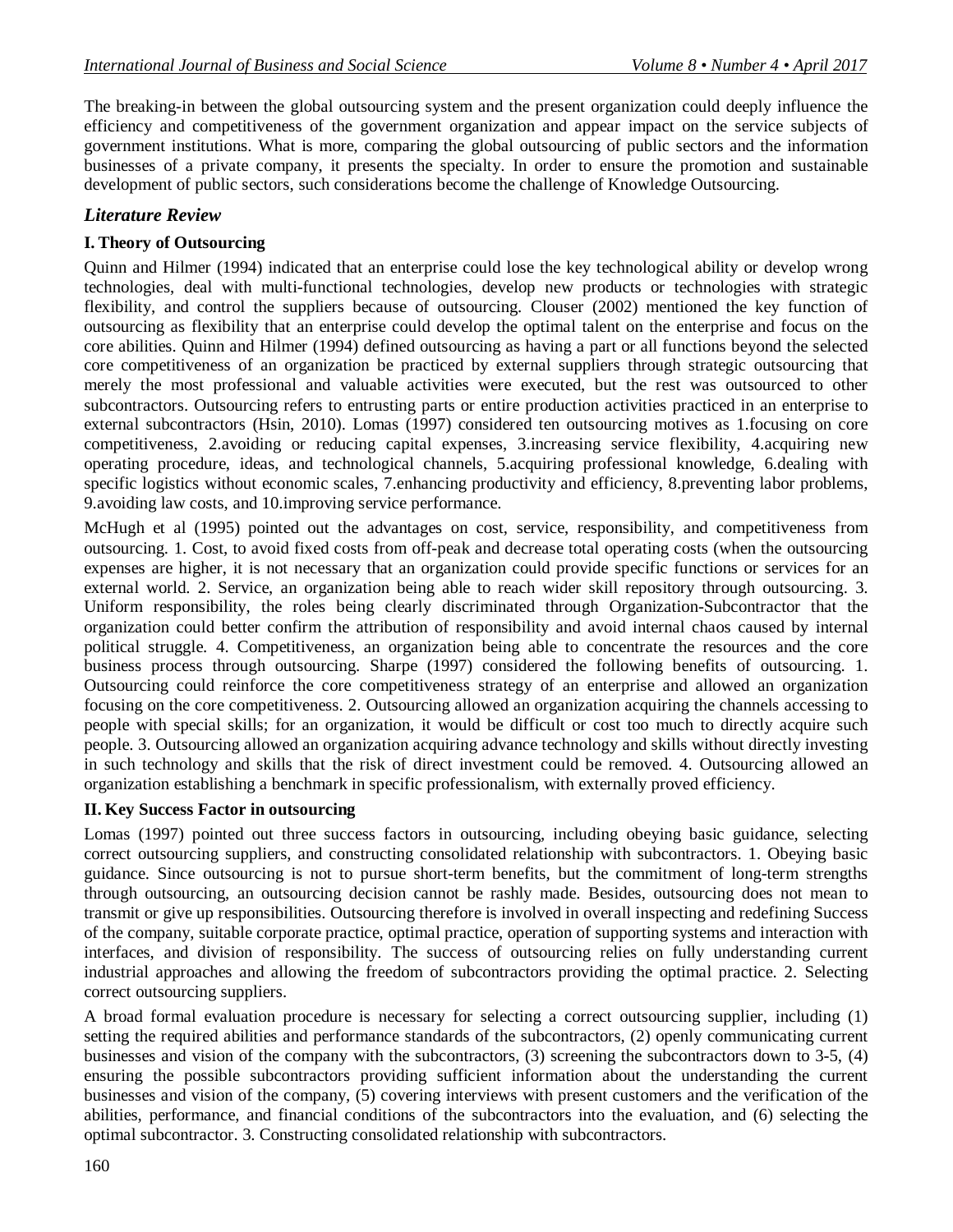The breaking-in between the global outsourcing system and the present organization could deeply influence the efficiency and competitiveness of the government organization and appear impact on the service subjects of government institutions. What is more, comparing the global outsourcing of public sectors and the information businesses of a private company, it presents the specialty. In order to ensure the promotion and sustainable development of public sectors, such considerations become the challenge of Knowledge Outsourcing.

## *Literature Review*

### I. Theory of Outsourcing

Quinn and Hilmer (1994) indicated that an enterprise could lose the key technological ability or develop wrong technologies, deal with multi-functional technologies, develop new products or technologies with strategic flexibility, and control the suppliers because of outsourcing. Clouser (2002) mentioned the key function of outsourcing as flexibility that an enterprise could develop the optimal talent on the enterprise and focus on the core abilities. Quinn and Hilmer (1994) defined outsourcing as having a part or all functions beyond the selected core competitiveness of an organization be practiced by external suppliers through strategic outsourcing that merely the most professional and valuable activities were executed, but the rest was outsourced to other subcontractors. Outsourcing refers to entrusting parts or entire production activities practiced in an enterprise to external subcontractors (Hsin, 2010). Lomas (1997) considered ten outsourcing motives as 1.focusing on core competitiveness, 2.avoiding or reducing capital expenses, 3.increasing service flexibility, 4.acquiring new operating procedure, ideas, and technological channels, 5.acquiring professional knowledge, 6.dealing with specific logistics without economic scales, 7.enhancing productivity and efficiency, 8.preventing labor problems, 9.avoiding law costs, and 10.improving service performance.

McHugh et al (1995) pointed out the advantages on cost, service, responsibility, and competitiveness from outsourcing. 1. Cost, to avoid fixed costs from off-peak and decrease total operating costs (when the outsourcing expenses are higher, it is not necessary that an organization could provide specific functions or services for an external world. 2. Service, an organization being able to reach wider skill repository through outsourcing. 3. Uniform responsibility, the roles being clearly discriminated through Organization-Subcontractor that the organization could better confirm the attribution of responsibility and avoid internal chaos caused by internal political struggle. 4. Competitiveness, an organization being able to concentrate the resources and the core business process through outsourcing. Sharpe (1997) considered the following benefits of outsourcing. 1. Outsourcing could reinforce the core competitiveness strategy of an enterprise and allowed an organization focusing on the core competitiveness. 2. Outsourcing allowed an organization acquiring the channels accessing to people with special skills; for an organization, it would be difficult or cost too much to directly acquire such people. 3. Outsourcing allowed an organization acquiring advance technology and skills without directly investing in such technology and skills that the risk of direct investment could be removed. 4. Outsourcing allowed an organization establishing a benchmark in specific professionalism, with externally proved efficiency.

### II. Key Success Factor in outsourcing

Lomas (1997) pointed out three success factors in outsourcing, including obeying basic guidance, selecting correct outsourcing suppliers, and constructing consolidated relationship with subcontractors. 1. Obeying basic guidance. Since outsourcing is not to pursue short-term benefits, but the commitment of long-term strengths through outsourcing, an outsourcing decision cannot be rashly made. Besides, outsourcing does not mean to transmit or give up responsibilities. Outsourcing therefore is involved in overall inspecting and redefining Success of the company, suitable corporate practice, optimal practice, operation of supporting systems and interaction with interfaces, and division of responsibility. The success of outsourcing relies on fully understanding current industrial approaches and allowing the freedom of subcontractors providing the optimal practice. 2. Selecting correct outsourcing suppliers.

A broad formal evaluation procedure is necessary for selecting a correct outsourcing supplier, including (1) setting the required abilities and performance standards of the subcontractors, (2) openly communicating current businesses and vision of the company with the subcontractors, (3) screening the subcontractors down to 3-5, (4) ensuring the possible subcontractors providing sufficient information about the understanding the current businesses and vision of the company, (5) covering interviews with present customers and the verification of the abilities, performance, and financial conditions of the subcontractors into the evaluation, and (6) selecting the optimal subcontractor. 3. Constructing consolidated relationship with subcontractors.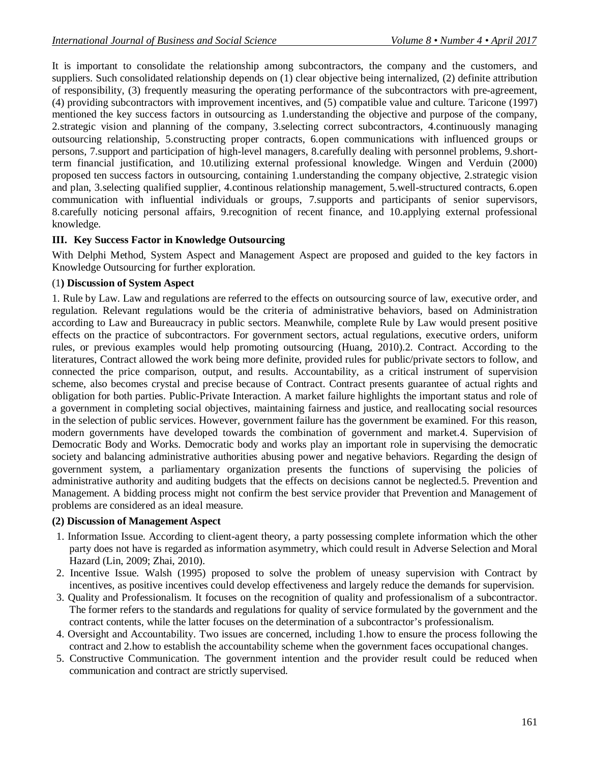It is important to consolidate the relationship among subcontractors, the company and the customers, and suppliers. Such consolidated relationship depends on (1) clear objective being internalized, (2) definite attribution of responsibility, (3) frequently measuring the operating performance of the subcontractors with pre-agreement, (4) providing subcontractors with improvement incentives, and (5) compatible value and culture. Taricone (1997) mentioned the key success factors in outsourcing as 1.understanding the objective and purpose of the company, 2.strategic vision and planning of the company, 3.selecting correct subcontractors, 4.continuously managing outsourcing relationship, 5.constructing proper contracts, 6.open communications with influenced groups or persons, 7.support and participation of high-level managers, 8.carefully dealing with personnel problems, 9.short-term financial justification, and 10.utilizing external professional knowledge. Wingen and Verduin (2000) proposed ten success factors in outsourcing, containing 1.understanding the company objective, 2.strategic vision and plan, 3.selecting qualified supplier, 4.continous relationship management, 5.well-structured contracts, 6.open communication with influential individuals or groups, 7.supports and participants of senior supervisors, 8.carefully noticing personal affairs, 9.recognition of recent finance, and 10.applying external professional knowledge.

## III. Key Success Factor in Knowledge Outsourcing

With Delphi Method, System Aspect and Management Aspect are proposed and guided to the key factors in Knowledge Outsourcing for further exploration.

### (1) Discussion of System Aspect

1. Rule by Law. Law and regulations are referred to the effects on outsourcing source of law, executive order, and regulation. Relevant regulations would be the criteria of administrative behaviors, based on Administration according to Law and Bureaucracy in public sectors. Meanwhile, complete Rule by Law would present positive effects on the practice of subcontractors. For government sectors, actual regulations, executive orders, uniform rules, or previous examples would help promoting outsourcing (Huang, 2010).2. Contract. According to the literatures, Contract allowed the work being more definite, provided rules for public/private sectors to follow, and connected the price comparison, output, and results. Accountability, as a critical instrument of supervision scheme, also becomes crystal and precise because of Contract. Contract presents guarantee of actual rights and obligation for both parties. Public-Private Interaction. A market failure highlights the important status and role of a government in completing social objectives, maintaining fairness and justice, and reallocating social resources in the selection of public services. However, government failure has the government be examined. For this reason, modern governments have developed towards the combination of government and market.4. Supervision of Democratic Body and Works. Democratic body and works play an important role in supervising the democratic society and balancing administrative authorities abusing power and negative behaviors. Regarding the design of government system, a parliamentary organization presents the functions of supervising the policies of administrative authority and auditing budgets that the effects on decisions cannot be neglected.5. Prevention and Management. A bidding process might not confirm the best service provider that Prevention and Management of problems are considered as an ideal measure.

### (2) Discussion of Management Aspect

1. Information Issue. According to client-agent theory, a party possessing complete information which the other party does not have is regarded as information asymmetry, which could result in Adverse Selection and Moral Hazard (Lin, 2009; Zhai, 2010).
2. Incentive Issue. Walsh (1995) proposed to solve the problem of uneasy supervision with Contract by incentives, as positive incentives could develop effectiveness and largely reduce the demands for supervision.
3. Quality and Professionalism. It focuses on the recognition of quality and professionalism of a subcontractor. The former refers to the standards and regulations for quality of service formulated by the government and the contract contents, while the latter focuses on the determination of a subcontractor's professionalism.
4. Oversight and Accountability. Two issues are concerned, including 1.how to ensure the process following the contract and 2.how to establish the accountability scheme when the government faces occupational changes.
5. Constructive Communication. The government intention and the provider result could be reduced when communication and contract are strictly supervised.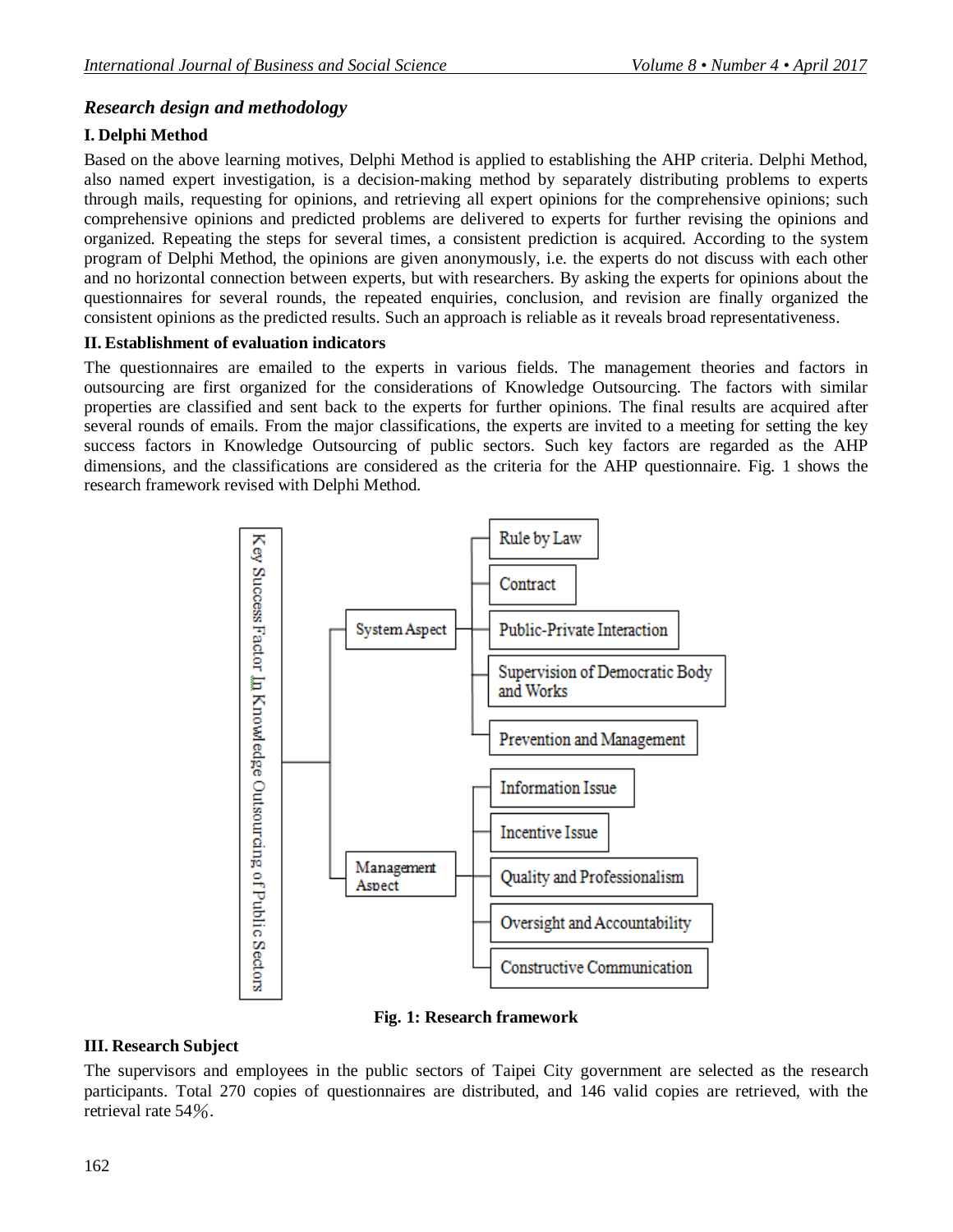## *Research design and methodology*

### I. Delphi Method

Based on the above learning motives, Delphi Method is applied to establishing the AHP criteria. Delphi Method, also named expert investigation, is a decision-making method by separately distributing problems to experts through mails, requesting for opinions, and retrieving all expert opinions for the comprehensive opinions; such comprehensive opinions and predicted problems are delivered to experts for further revising the opinions and organized. Repeating the steps for several times, a consistent prediction is acquired. According to the system program of Delphi Method, the opinions are given anonymously, i.e. the experts do not discuss with each other and no horizontal connection between experts, but with researchers. By asking the experts for opinions about the questionnaires for several rounds, the repeated enquiries, conclusion, and revision are finally organized the consistent opinions as the predicted results. Such an approach is reliable as it reveals broad representativeness.

### II. Establishment of evaluation indicators

The questionnaires are emailed to the experts in various fields. The management theories and factors in outsourcing are first organized for the considerations of Knowledge Outsourcing. The factors with similar properties are classified and sent back to the experts for further opinions. The final results are acquired after several rounds of emails. From the major classifications, the experts are invited to a meeting for setting the key success factors in Knowledge Outsourcing of public sectors. Such key factors are regarded as the AHP dimensions, and the classifications are considered as the criteria for the AHP questionnaire. Fig. 1 shows the research framework revised with Delphi Method.

- Key Success Factor In Knowledge Outsourcing of Public Sectors
  - System Aspect
    - Rule by Law
    - Contract
    - Public-Private Interaction
    - Supervision of Democratic Body and Works
    - Prevention and Management
  - Management Aspect
    - Information Issue
    - Incentive Issue
    - Quality and Professionalism
    - Oversight and Accountability
    - Constructive Communication

**Fig. 1: Research framework**

### III. Research Subject

The supervisors and employees in the public sectors of Taipei City government are selected as the research participants. Total 270 copies of questionnaires are distributed, and 146 valid copies are retrieved, with the retrieval rate 54％.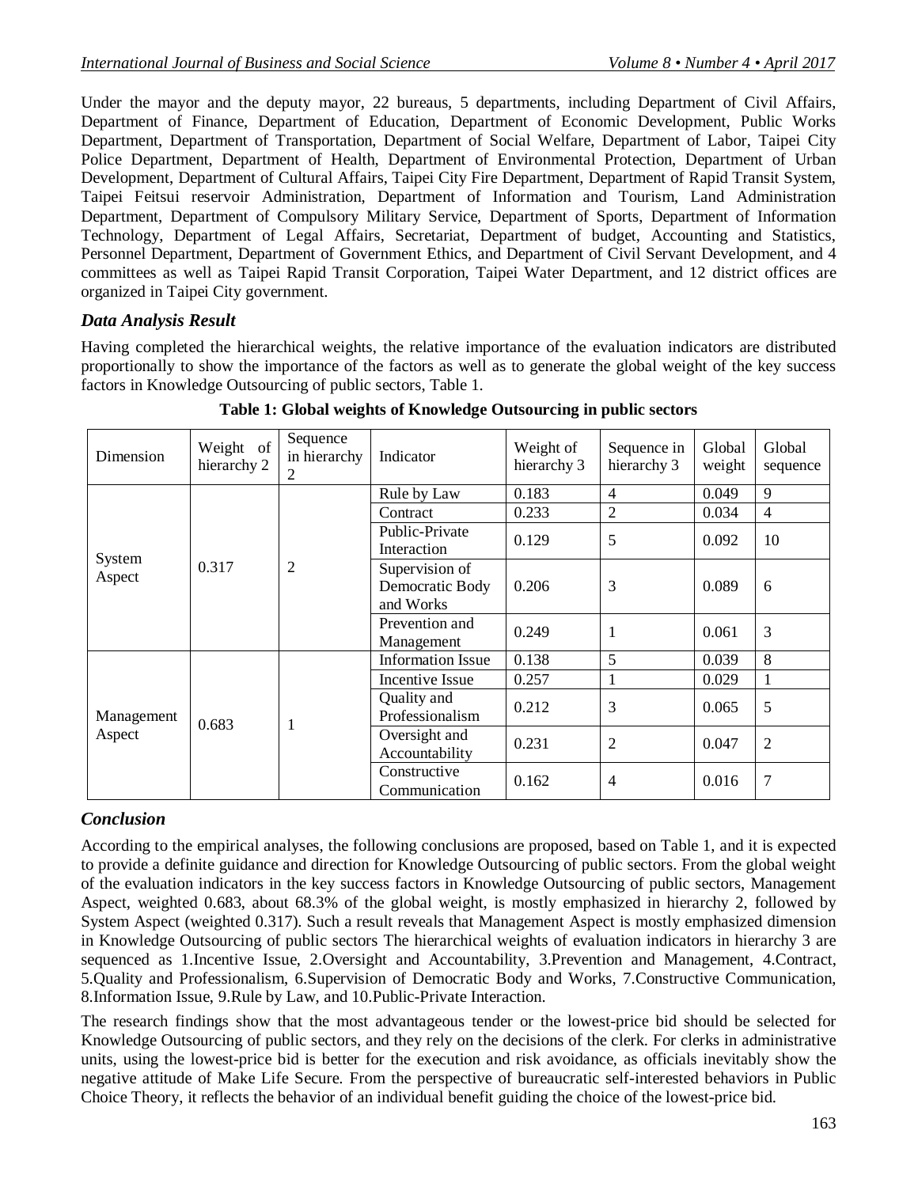Under the mayor and the deputy mayor, 22 bureaus, 5 departments, including Department of Civil Affairs, Department of Finance, Department of Education, Department of Economic Development, Public Works Department, Department of Transportation, Department of Social Welfare, Department of Labor, Taipei City Police Department, Department of Health, Department of Environmental Protection, Department of Urban Development, Department of Cultural Affairs, Taipei City Fire Department, Department of Rapid Transit System, Taipei Feitsui reservoir Administration, Department of Information and Tourism, Land Administration Department, Department of Compulsory Military Service, Department of Sports, Department of Information Technology, Department of Legal Affairs, Secretariat, Department of budget, Accounting and Statistics, Personnel Department, Department of Government Ethics, and Department of Civil Servant Development, and 4 committees as well as Taipei Rapid Transit Corporation, Taipei Water Department, and 12 district offices are organized in Taipei City government.

## *Data Analysis Result*

Having completed the hierarchical weights, the relative importance of the evaluation indicators are distributed proportionally to show the importance of the factors as well as to generate the global weight of the key success factors in Knowledge Outsourcing of public sectors, Table 1.

**Table 1: Global weights of Knowledge Outsourcing in public sectors**

| Dimension | Weight of hierarchy 2 | Sequence in hierarchy 2 | Indicator | Weight of hierarchy 3 | Sequence in hierarchy 3 | Global weight | Global sequence |
|---|---|---|---|---|---|---|---|
| System Aspect | 0.317 | 2 | Rule by Law | 0.183 | 4 | 0.049 | 9 |
| | | | Contract | 0.233 | 2 | 0.034 | 4 |
| | | | Public-Private Interaction | 0.129 | 5 | 0.092 | 10 |
| | | | Supervision of Democratic Body and Works | 0.206 | 3 | 0.089 | 6 |
| | | | Prevention and Management | 0.249 | 1 | 0.061 | 3 |
| Management Aspect | 0.683 | 1 | Information Issue | 0.138 | 5 | 0.039 | 8 |
| | | | Incentive Issue | 0.257 | 1 | 0.029 | 1 |
| | | | Quality and Professionalism | 0.212 | 3 | 0.065 | 5 |
| | | | Oversight and Accountability | 0.231 | 2 | 0.047 | 2 |
| | | | Constructive Communication | 0.162 | 4 | 0.016 | 7 |

## *Conclusion*

According to the empirical analyses, the following conclusions are proposed, based on Table 1, and it is expected to provide a definite guidance and direction for Knowledge Outsourcing of public sectors. From the global weight of the evaluation indicators in the key success factors in Knowledge Outsourcing of public sectors, Management Aspect, weighted 0.683, about 68.3% of the global weight, is mostly emphasized in hierarchy 2, followed by System Aspect (weighted 0.317). Such a result reveals that Management Aspect is mostly emphasized dimension in Knowledge Outsourcing of public sectors The hierarchical weights of evaluation indicators in hierarchy 3 are sequenced as 1.Incentive Issue, 2.Oversight and Accountability, 3.Prevention and Management, 4.Contract, 5.Quality and Professionalism, 6.Supervision of Democratic Body and Works, 7.Constructive Communication, 8.Information Issue, 9.Rule by Law, and 10.Public-Private Interaction.

The research findings show that the most advantageous tender or the lowest-price bid should be selected for Knowledge Outsourcing of public sectors, and they rely on the decisions of the clerk. For clerks in administrative units, using the lowest-price bid is better for the execution and risk avoidance, as officials inevitably show the negative attitude of Make Life Secure. From the perspective of bureaucratic self-interested behaviors in Public Choice Theory, it reflects the behavior of an individual benefit guiding the choice of the lowest-price bid.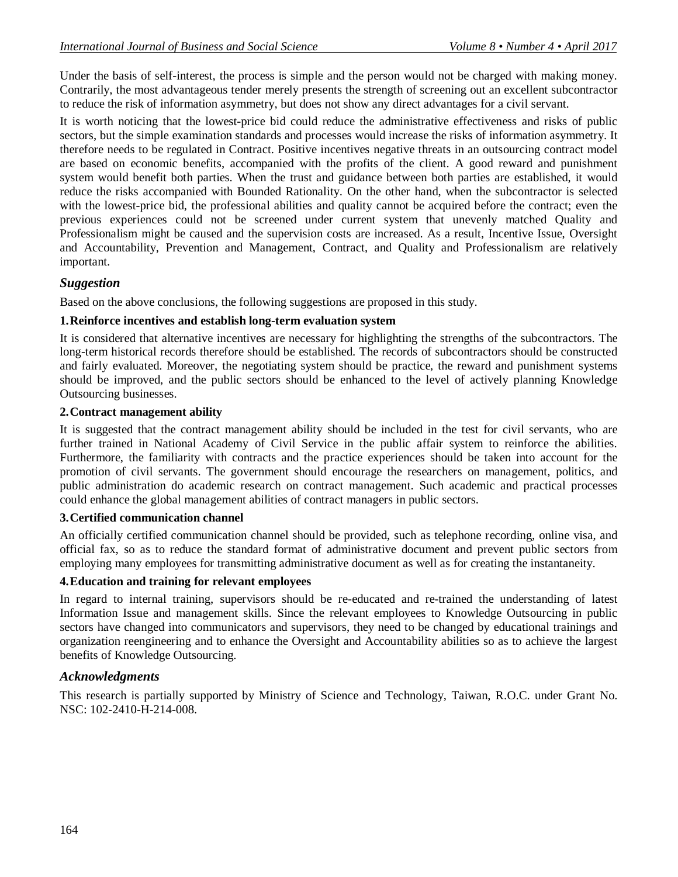Under the basis of self-interest, the process is simple and the person would not be charged with making money. Contrarily, the most advantageous tender merely presents the strength of screening out an excellent subcontractor to reduce the risk of information asymmetry, but does not show any direct advantages for a civil servant.

It is worth noticing that the lowest-price bid could reduce the administrative effectiveness and risks of public sectors, but the simple examination standards and processes would increase the risks of information asymmetry. It therefore needs to be regulated in Contract. Positive incentives negative threats in an outsourcing contract model are based on economic benefits, accompanied with the profits of the client. A good reward and punishment system would benefit both parties. When the trust and guidance between both parties are established, it would reduce the risks accompanied with Bounded Rationality. On the other hand, when the subcontractor is selected with the lowest-price bid, the professional abilities and quality cannot be acquired before the contract; even the previous experiences could not be screened under current system that unevenly matched Quality and Professionalism might be caused and the supervision costs are increased. As a result, Incentive Issue, Oversight and Accountability, Prevention and Management, Contract, and Quality and Professionalism are relatively important.

## *Suggestion*

Based on the above conclusions, the following suggestions are proposed in this study.

**1. Reinforce incentives and establish long-term evaluation system**

It is considered that alternative incentives are necessary for highlighting the strengths of the subcontractors. The long-term historical records therefore should be established. The records of subcontractors should be constructed and fairly evaluated. Moreover, the negotiating system should be practice, the reward and punishment systems should be improved, and the public sectors should be enhanced to the level of actively planning Knowledge Outsourcing businesses.

**2. Contract management ability**

It is suggested that the contract management ability should be included in the test for civil servants, who are further trained in National Academy of Civil Service in the public affair system to reinforce the abilities. Furthermore, the familiarity with contracts and the practice experiences should be taken into account for the promotion of civil servants. The government should encourage the researchers on management, politics, and public administration do academic research on contract management. Such academic and practical processes could enhance the global management abilities of contract managers in public sectors.

**3. Certified communication channel**

An officially certified communication channel should be provided, such as telephone recording, online visa, and official fax, so as to reduce the standard format of administrative document and prevent public sectors from employing many employees for transmitting administrative document as well as for creating the instantaneity.

**4. Education and training for relevant employees**

In regard to internal training, supervisors should be re-educated and re-trained the understanding of latest Information Issue and management skills. Since the relevant employees to Knowledge Outsourcing in public sectors have changed into communicators and supervisors, they need to be changed by educational trainings and organization reengineering and to enhance the Oversight and Accountability abilities so as to achieve the largest benefits of Knowledge Outsourcing.

## *Acknowledgments*

This research is partially supported by Ministry of Science and Technology, Taiwan, R.O.C. under Grant No. NSC: 102-2410-H-214-008.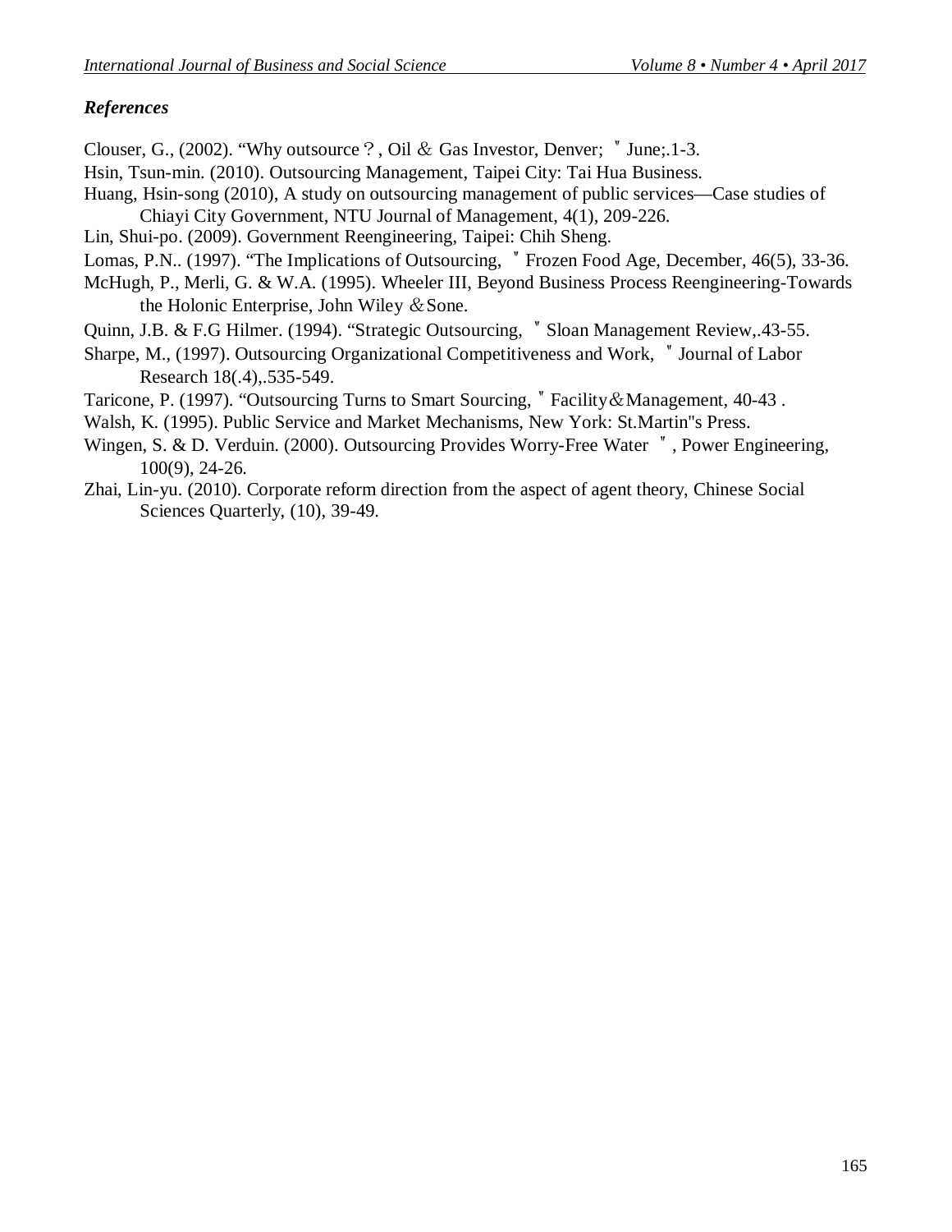### *References*

Clouser, G., (2002). “Why outsource？, Oil ＆ Gas Investor, Denver; ＂June;.1-3.

Hsin, Tsun-min. (2010). Outsourcing Management, Taipei City: Tai Hua Business.

Huang, Hsin-song (2010), A study on outsourcing management of public services—Case studies of Chiayi City Government, NTU Journal of Management, 4(1), 209-226.

Lin, Shui-po. (2009). Government Reengineering, Taipei: Chih Sheng.

Lomas, P.N.. (1997). “The Implications of Outsourcing, ＂Frozen Food Age, December, 46(5), 33-36.

McHugh, P., Merli, G. & W.A. (1995). Wheeler III, Beyond Business Process Reengineering-Towards the Holonic Enterprise, John Wiley ＆Sone.

Quinn, J.B. & F.G Hilmer. (1994). “Strategic Outsourcing, ＂Sloan Management Review,.43-55.

Sharpe, M., (1997). Outsourcing Organizational Competitiveness and Work, ＂Journal of Labor Research 18(.4),.535-549.

Taricone, P. (1997). “Outsourcing Turns to Smart Sourcing, ＂Facility＆Management, 40-43 .

Walsh, K. (1995). Public Service and Market Mechanisms, New York: St.Martin"s Press.

Wingen, S. & D. Verduin. (2000). Outsourcing Provides Worry-Free Water ＂, Power Engineering, 100(9), 24-26.

Zhai, Lin-yu. (2010). Corporate reform direction from the aspect of agent theory, Chinese Social Sciences Quarterly, (10), 39-49.